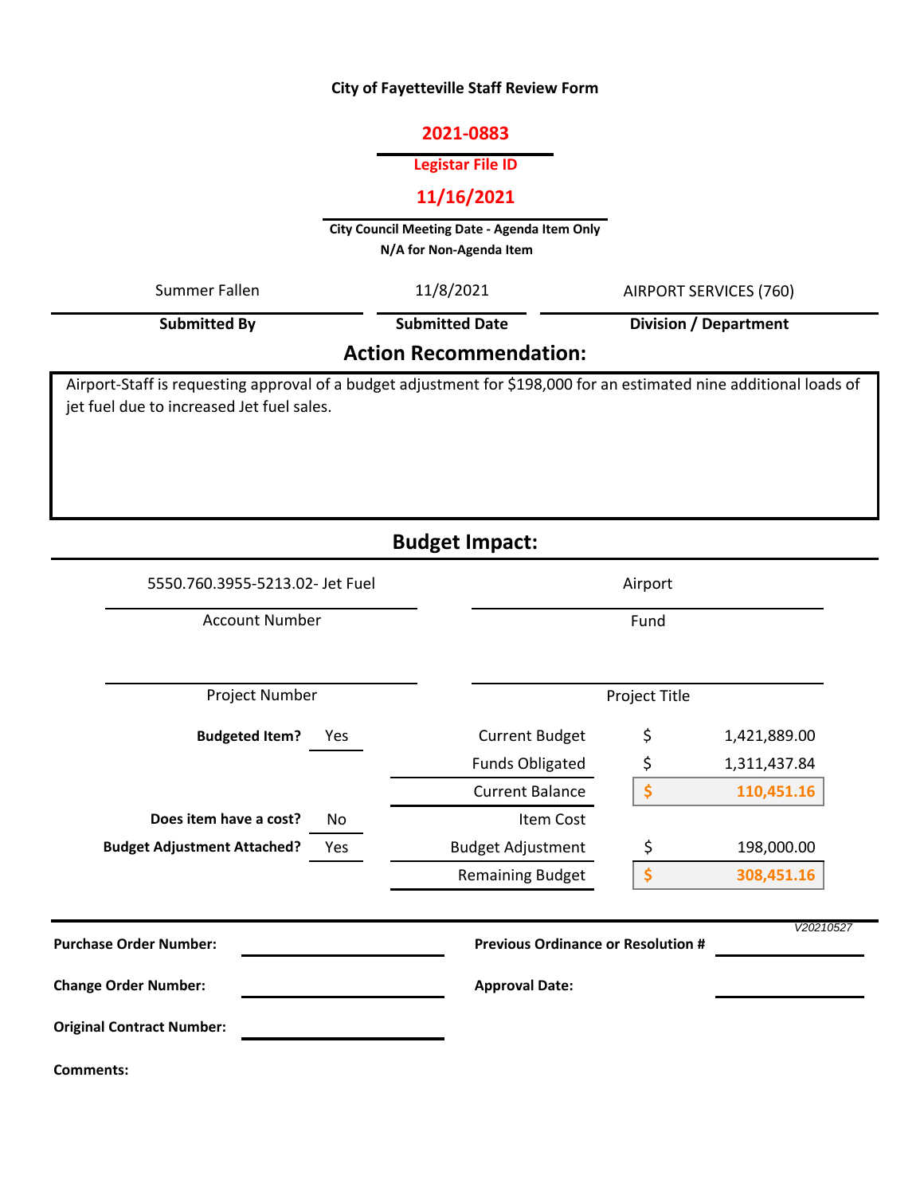# City of Fayetteville Staff Review Form

**2021-0883**

**Legistar File ID**

**11/16/2021**

**City Council Meeting Date - Agenda Item Only**
**N/A for Non-Agenda Item**

| Submitted By | Submitted Date | Division / Department |
|---|---|---|
| Summer Fallen | 11/8/2021 | AIRPORT SERVICES (760) |

## Action Recommendation:

Airport-Staff is requesting approval of a budget adjustment for $198,000 for an estimated nine additional loads of jet fuel due to increased Jet fuel sales.

## Budget Impact:

| Account Number | Fund |
|---|---|
| 5550.760.3955-5213.02- Jet Fuel | Airport |

| Project Number | Project Title |
|---|---|
| | |

| | | | |
|---|---|---|---|
| **Budgeted Item?** | Yes | Current Budget | $ 1,421,889.00 |
| | | Funds Obligated | $ 1,311,437.84 |
| | | Current Balance | $ 110,451.16 |
| **Does item have a cost?** | No | Item Cost | |
| **Budget Adjustment Attached?** | Yes | Budget Adjustment | $ 198,000.00 |
| | | Remaining Budget | $ 308,451.16 |

*V20210527*

**Purchase Order Number:**

**Previous Ordinance or Resolution #**

**Change Order Number:**

**Approval Date:**

**Original Contract Number:**

**Comments:**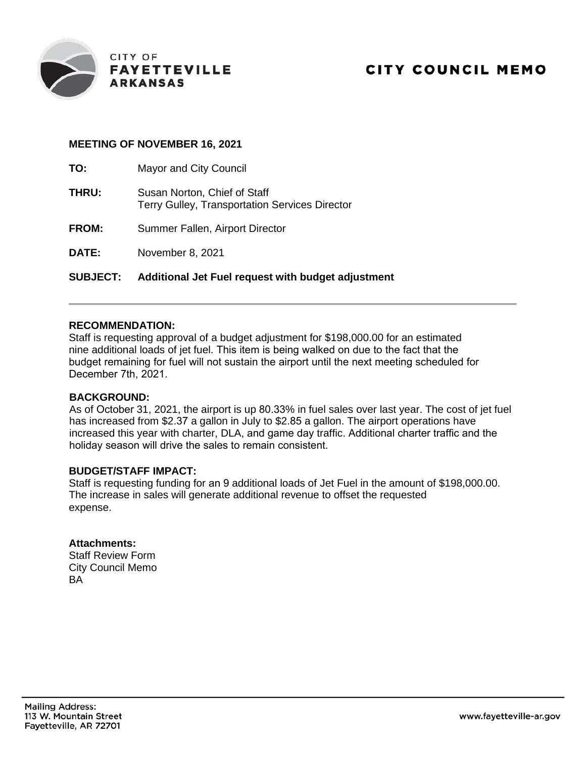CITY OF
**FAYETTEVILLE**
**ARKANSAS**

# CITY COUNCIL MEMO

**MEETING OF NOVEMBER 16, 2021**

**TO:** Mayor and City Council

**THRU:** Susan Norton, Chief of Staff
Terry Gulley, Transportation Services Director

**FROM:** Summer Fallen, Airport Director

**DATE:** November 8, 2021

**SUBJECT: Additional Jet Fuel request with budget adjustment**

---

**RECOMMENDATION:**
Staff is requesting approval of a budget adjustment for $198,000.00 for an estimated nine additional loads of jet fuel. This item is being walked on due to the fact that the budget remaining for fuel will not sustain the airport until the next meeting scheduled for December 7th, 2021.

**BACKGROUND:**
As of October 31, 2021, the airport is up 80.33% in fuel sales over last year. The cost of jet fuel has increased from $2.37 a gallon in July to $2.85 a gallon. The airport operations have increased this year with charter, DLA, and game day traffic. Additional charter traffic and the holiday season will drive the sales to remain consistent.

**BUDGET/STAFF IMPACT:**
Staff is requesting funding for an 9 additional loads of Jet Fuel in the amount of $198,000.00. The increase in sales will generate additional revenue to offset the requested expense.

**Attachments:**
Staff Review Form
City Council Memo
BA

Mailing Address:
113 W. Mountain Street
Fayetteville, AR 72701

www.fayetteville-ar.gov